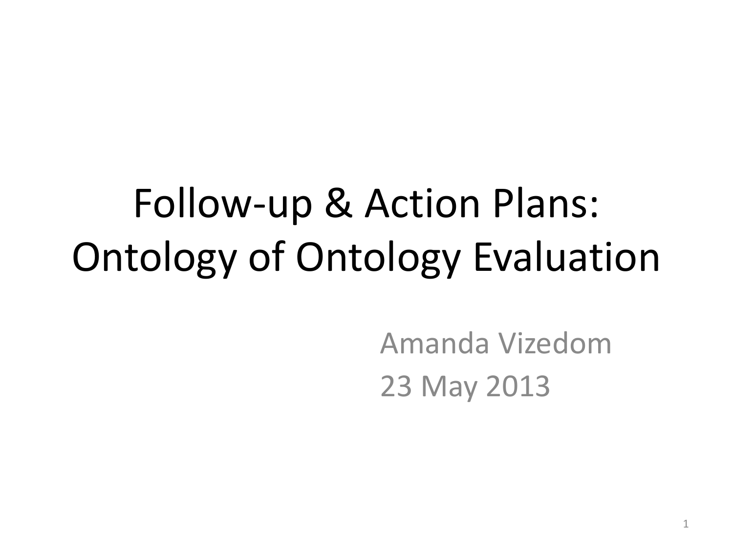# Follow-up & Action Plans: Ontology of Ontology Evaluation

Amanda Vizedom

23 May 2013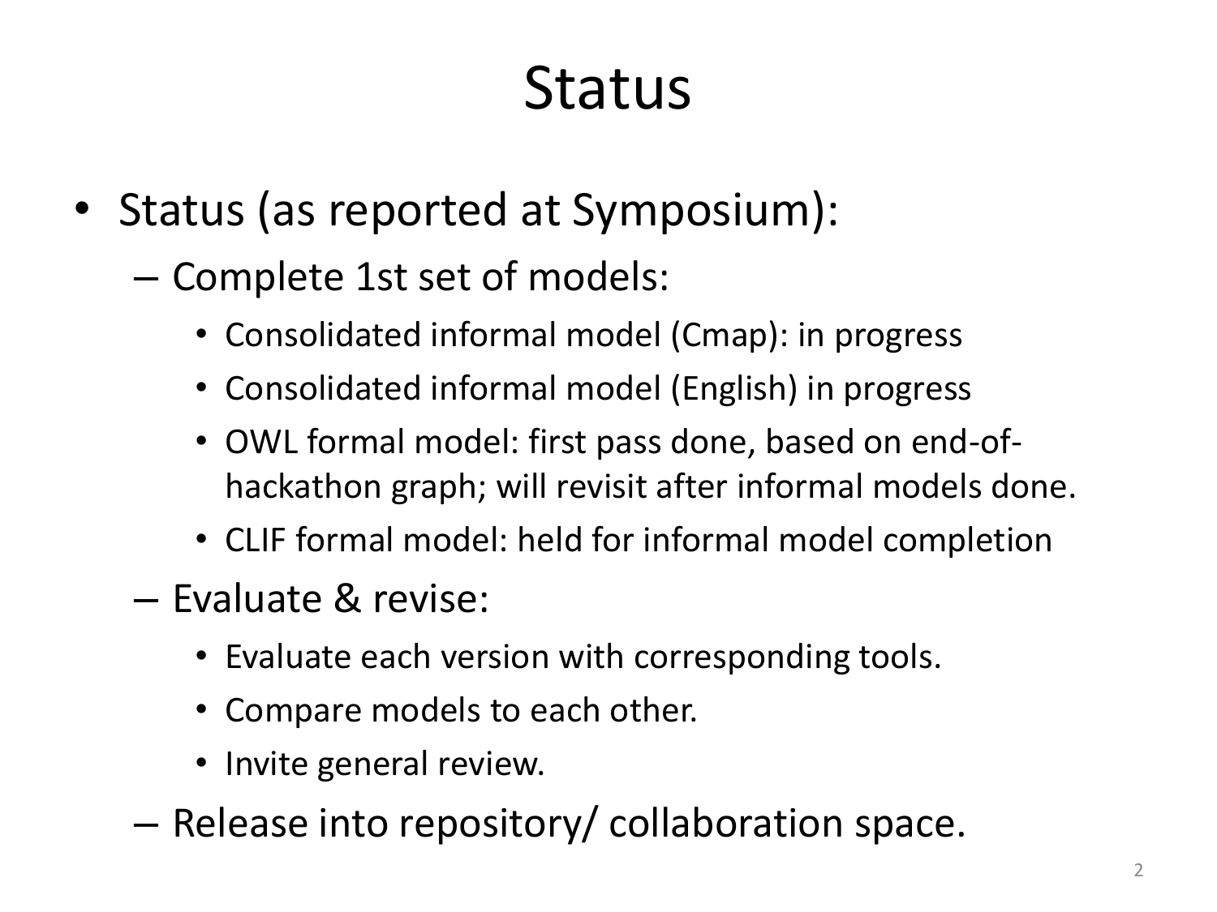# Status

- Status (as reported at Symposium):
  - Complete 1st set of models:
    - Consolidated informal model (Cmap): in progress
    - Consolidated informal model (English) in progress
    - OWL formal model: first pass done, based on end-of-hackathon graph; will revisit after informal models done.
    - CLIF formal model: held for informal model completion
  - Evaluate & revise:
    - Evaluate each version with corresponding tools.
    - Compare models to each other.
    - Invite general review.
  - Release into repository/ collaboration space.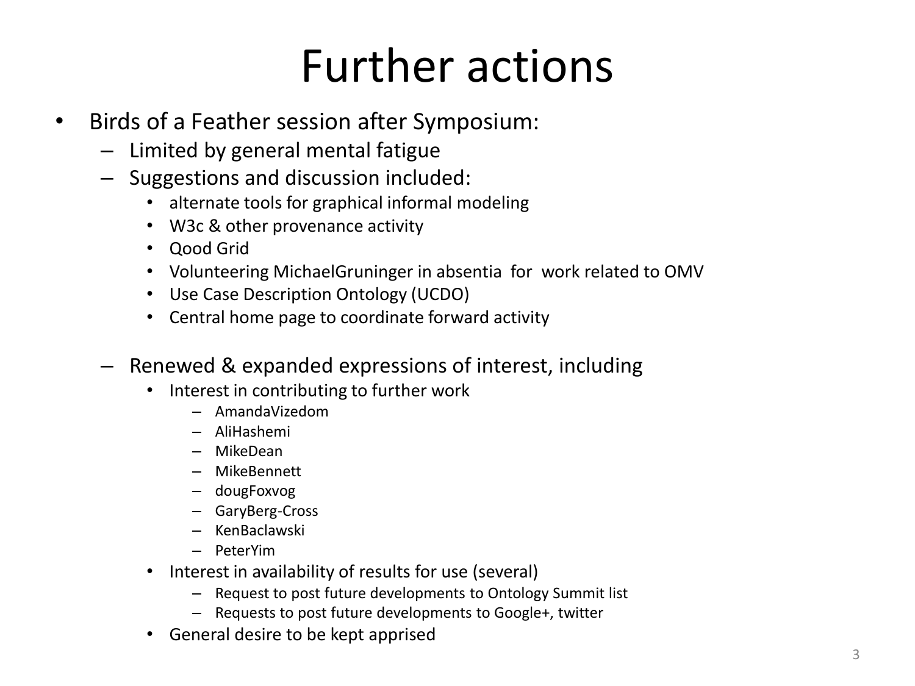# Further actions

- Birds of a Feather session after Symposium:
  - Limited by general mental fatigue
  - Suggestions and discussion included:
    - alternate tools for graphical informal modeling
    - W3c & other provenance activity
    - Qood Grid
    - Volunteering MichaelGruninger in absentia for work related to OMV
    - Use Case Description Ontology (UCDO)
    - Central home page to coordinate forward activity
  - Renewed & expanded expressions of interest, including
    - Interest in contributing to further work
      - AmandaVizedom
      - AliHashemi
      - MikeDean
      - MikeBennett
      - dougFoxvog
      - GaryBerg-Cross
      - KenBaclawski
      - PeterYim
    - Interest in availability of results for use (several)
      - Request to post future developments to Ontology Summit list
      - Requests to post future developments to Google+, twitter
    - General desire to be kept apprised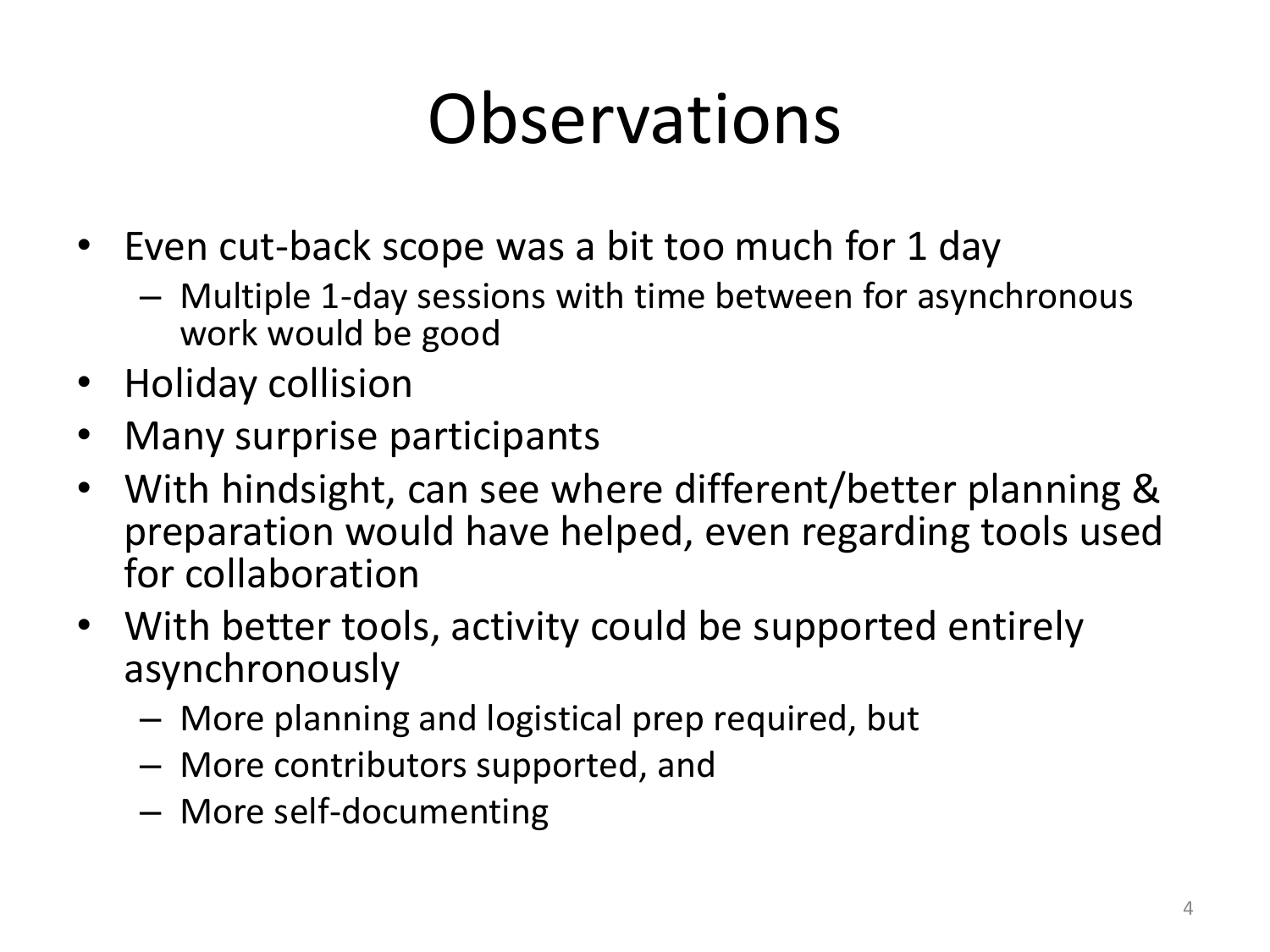# Observations

- Even cut-back scope was a bit too much for 1 day
  - Multiple 1-day sessions with time between for asynchronous work would be good
- Holiday collision
- Many surprise participants
- With hindsight, can see where different/better planning & preparation would have helped, even regarding tools used for collaboration
- With better tools, activity could be supported entirely asynchronously
  - More planning and logistical prep required, but
  - More contributors supported, and
  - More self-documenting